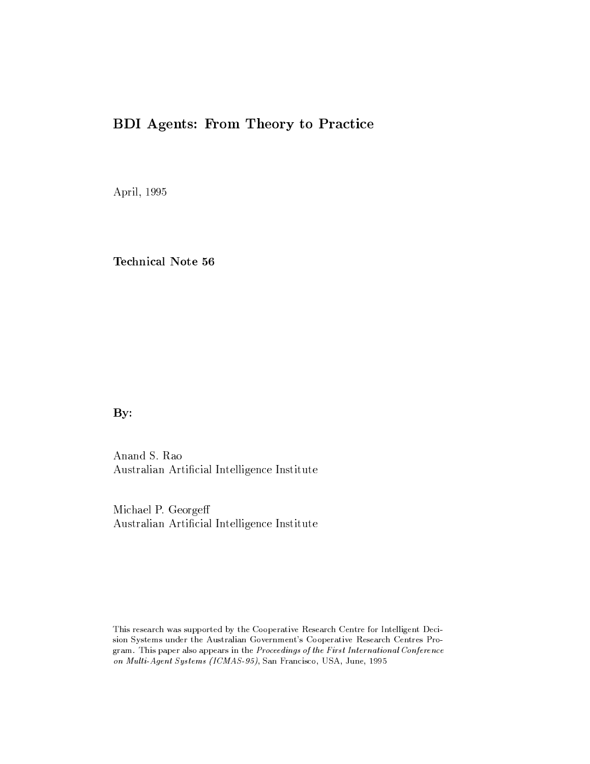# BDI Agents: From Theory to Practice

April, 1995

**Technical Note 56**

**By:**

Anand S. Rao
Australian Artificial Intelligence Institute

Michael P. Georgeff
Australian Artificial Intelligence Institute

This research was supported by the Cooperative Research Centre for Intelligent Decision Systems under the Australian Government's Cooperative Research Centres Program. This paper also appears in the *Proceedings of the First International Conference on Multi-Agent Systems (ICMAS-95)*, San Francisco, USA, June, 1995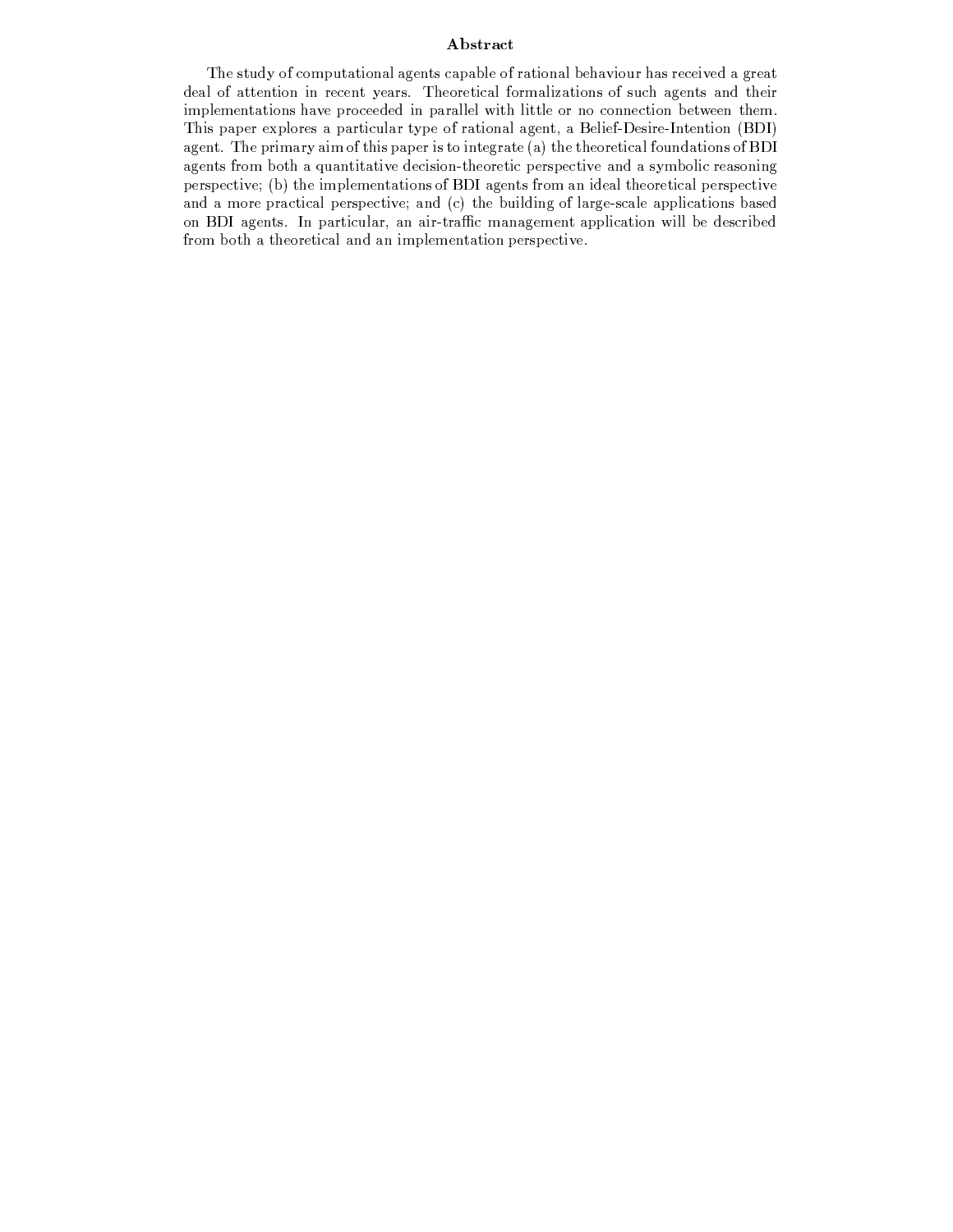## Abstract

The study of computational agents capable of rational behaviour has received a great deal of attention in recent years. Theoretical formalizations of such agents and their implementations have proceeded in parallel with little or no connection between them. This paper explores a particular type of rational agent, a Belief-Desire-Intention (BDI) agent. The primary aim of this paper is to integrate (a) the theoretical foundations of BDI agents from both a quantitative decision-theoretic perspective and a symbolic reasoning perspective; (b) the implementations of BDI agents from an ideal theoretical perspective and a more practical perspective; and (c) the building of large-scale applications based on BDI agents. In particular, an air-traffic management application will be described from both a theoretical and an implementation perspective.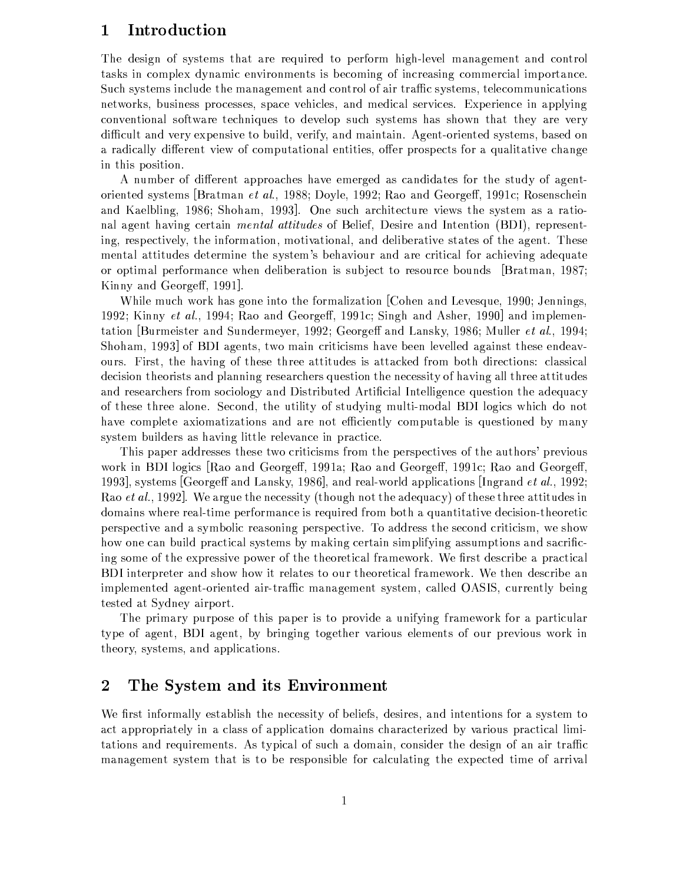# 1 Introduction

The design of systems that are required to perform high-level management and control tasks in complex dynamic environments is becoming of increasing commercial importance. Such systems include the management and control of air traffic systems, telecommunications networks, business processes, space vehicles, and medical services. Experience in applying conventional software techniques to develop such systems has shown that they are very difficult and very expensive to build, verify, and maintain. Agent-oriented systems, based on a radically different view of computational entities, offer prospects for a qualitative change in this position.

A number of different approaches have emerged as candidates for the study of agent-oriented systems [Bratman *et al.*, 1988; Doyle, 1992; Rao and Georgeff, 1991c; Rosenschein and Kaelbling, 1986; Shoham, 1993]. One such architecture views the system as a rational agent having certain *mental attitudes* of Belief, Desire and Intention (BDI), representing, respectively, the information, motivational, and deliberative states of the agent. These mental attitudes determine the system's behaviour and are critical for achieving adequate or optimal performance when deliberation is subject to resource bounds [Bratman, 1987; Kinny and Georgeff, 1991].

While much work has gone into the formalization [Cohen and Levesque, 1990; Jennings, 1992; Kinny *et al.*, 1994; Rao and Georgeff, 1991c; Singh and Asher, 1990] and implementation [Burmeister and Sundermeyer, 1992; Georgeff and Lansky, 1986; Muller *et al.*, 1994; Shoham, 1993] of BDI agents, two main criticisms have been levelled against these endeavours. First, the having of these three attitudes is attacked from both directions: classical decision theorists and planning researchers question the necessity of having all three attitudes and researchers from sociology and Distributed Artificial Intelligence question the adequacy of these three alone. Second, the utility of studying multi-modal BDI logics which do not have complete axiomatizations and are not efficiently computable is questioned by many system builders as having little relevance in practice.

This paper addresses these two criticisms from the perspectives of the authors' previous work in BDI logics [Rao and Georgeff, 1991a; Rao and Georgeff, 1991c; Rao and Georgeff, 1993], systems [Georgeff and Lansky, 1986], and real-world applications [Ingrand *et al.*, 1992; Rao *et al.*, 1992]. We argue the necessity (though not the adequacy) of these three attitudes in domains where real-time performance is required from both a quantitative decision-theoretic perspective and a symbolic reasoning perspective. To address the second criticism, we show how one can build practical systems by making certain simplifying assumptions and sacrificing some of the expressive power of the theoretical framework. We first describe a practical BDI interpreter and show how it relates to our theoretical framework. We then describe an implemented agent-oriented air-traffic management system, called OASIS, currently being tested at Sydney airport.

The primary purpose of this paper is to provide a unifying framework for a particular type of agent, BDI agent, by bringing together various elements of our previous work in theory, systems, and applications.

# 2 The System and its Environment

We first informally establish the necessity of beliefs, desires, and intentions for a system to act appropriately in a class of application domains characterized by various practical limitations and requirements. As typical of such a domain, consider the design of an air traffic management system that is to be responsible for calculating the expected time of arrival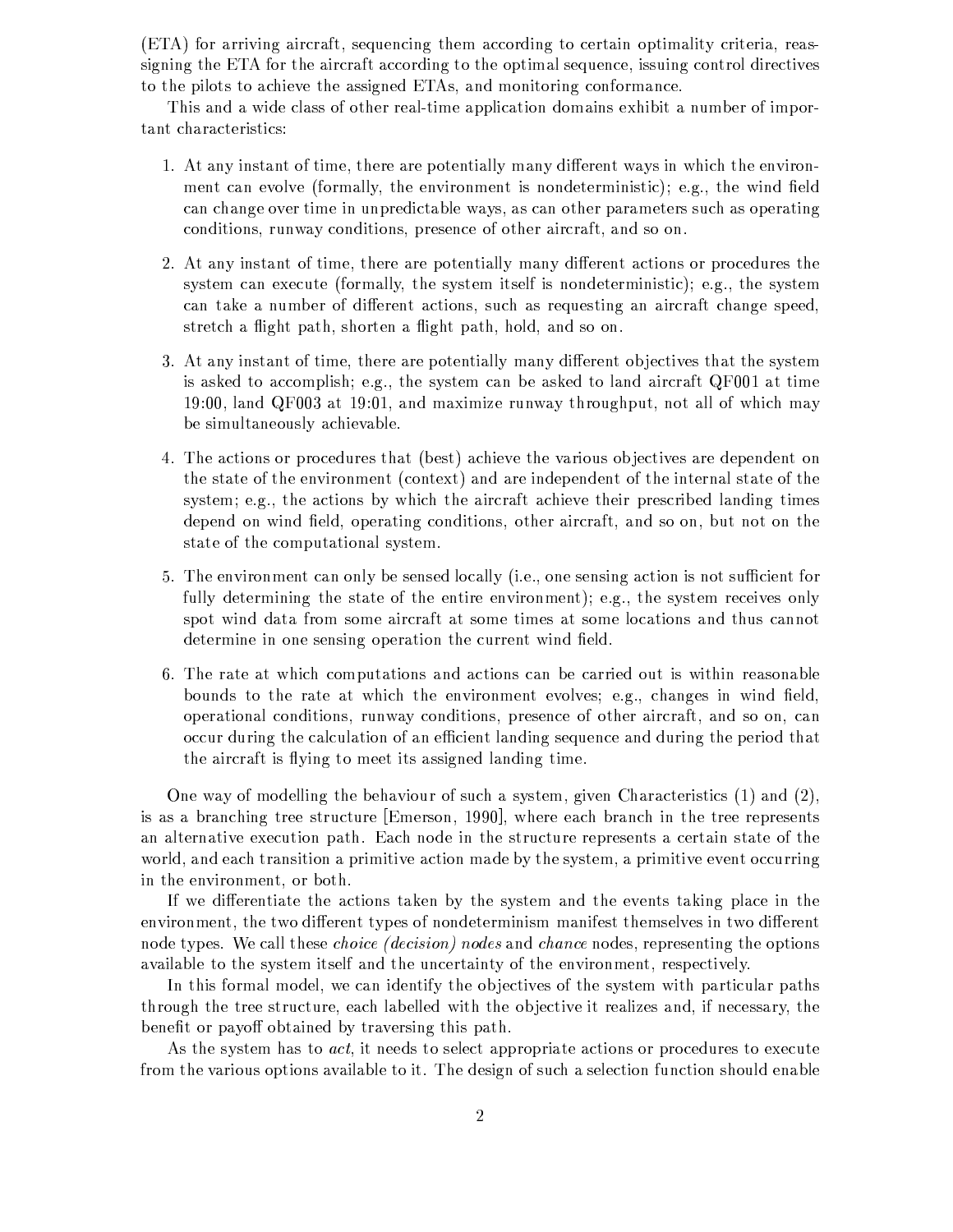(ETA) for arriving aircraft, sequencing them according to certain optimality criteria, reassigning the ETA for the aircraft according to the optimal sequence, issuing control directives to the pilots to achieve the assigned ETAs, and monitoring conformance.

This and a wide class of other real-time application domains exhibit a number of important characteristics:

1. At any instant of time, there are potentially many different ways in which the environment can evolve (formally, the environment is nondeterministic); e.g., the wind field can change over time in unpredictable ways, as can other parameters such as operating conditions, runway conditions, presence of other aircraft, and so on.

2. At any instant of time, there are potentially many different actions or procedures the system can execute (formally, the system itself is nondeterministic); e.g., the system can take a number of different actions, such as requesting an aircraft change speed, stretch a flight path, shorten a flight path, hold, and so on.

3. At any instant of time, there are potentially many different objectives that the system is asked to accomplish; e.g., the system can be asked to land aircraft QF001 at time 19:00, land QF003 at 19:01, and maximize runway throughput, not all of which may be simultaneously achievable.

4. The actions or procedures that (best) achieve the various objectives are dependent on the state of the environment (context) and are independent of the internal state of the system; e.g., the actions by which the aircraft achieve their prescribed landing times depend on wind field, operating conditions, other aircraft, and so on, but not on the state of the computational system.

5. The environment can only be sensed locally (i.e., one sensing action is not sufficient for fully determining the state of the entire environment); e.g., the system receives only spot wind data from some aircraft at some times at some locations and thus cannot determine in one sensing operation the current wind field.

6. The rate at which computations and actions can be carried out is within reasonable bounds to the rate at which the environment evolves; e.g., changes in wind field, operational conditions, runway conditions, presence of other aircraft, and so on, can occur during the calculation of an efficient landing sequence and during the period that the aircraft is flying to meet its assigned landing time.

One way of modelling the behaviour of such a system, given Characteristics (1) and (2), is as a branching tree structure [Emerson, 1990], where each branch in the tree represents an alternative execution path. Each node in the structure represents a certain state of the world, and each transition a primitive action made by the system, a primitive event occurring in the environment, or both.

If we differentiate the actions taken by the system and the events taking place in the environment, the two different types of nondeterminism manifest themselves in two different node types. We call these *choice (decision) nodes* and *chance* nodes, representing the options available to the system itself and the uncertainty of the environment, respectively.

In this formal model, we can identify the objectives of the system with particular paths through the tree structure, each labelled with the objective it realizes and, if necessary, the benefit or payoff obtained by traversing this path.

As the system has to *act*, it needs to select appropriate actions or procedures to execute from the various options available to it. The design of such a selection function should enable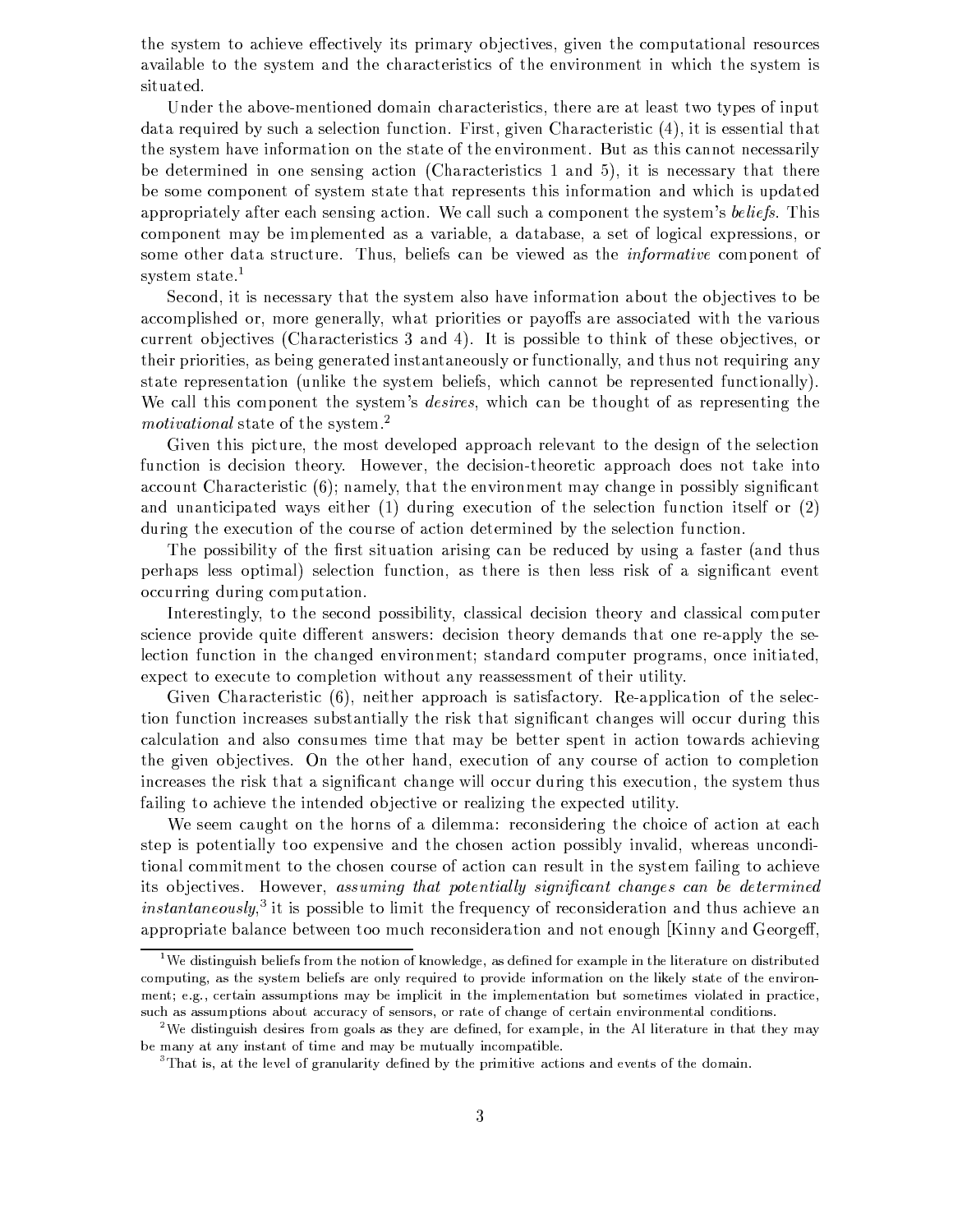the system to achieve effectively its primary objectives, given the computational resources available to the system and the characteristics of the environment in which the system is situated.

Under the above-mentioned domain characteristics, there are at least two types of input data required by such a selection function. First, given Characteristic (4), it is essential that the system have information on the state of the environment. But as this cannot necessarily be determined in one sensing action (Characteristics 1 and 5), it is necessary that there be some component of system state that represents this information and which is updated appropriately after each sensing action. We call such a component the system's *beliefs*. This component may be implemented as a variable, a database, a set of logical expressions, or some other data structure. Thus, beliefs can be viewed as the *informative* component of system state.[1]

Second, it is necessary that the system also have information about the objectives to be accomplished or, more generally, what priorities or payoffs are associated with the various current objectives (Characteristics 3 and 4). It is possible to think of these objectives, or their priorities, as being generated instantaneously or functionally, and thus not requiring any state representation (unlike the system beliefs, which cannot be represented functionally). We call this component the system's *desires*, which can be thought of as representing the *motivational* state of the system.[2]

Given this picture, the most developed approach relevant to the design of the selection function is decision theory. However, the decision-theoretic approach does not take into account Characteristic (6); namely, that the environment may change in possibly significant and unanticipated ways either (1) during execution of the selection function itself or (2) during the execution of the course of action determined by the selection function.

The possibility of the first situation arising can be reduced by using a faster (and thus perhaps less optimal) selection function, as there is then less risk of a significant event occurring during computation.

Interestingly, to the second possibility, classical decision theory and classical computer science provide quite different answers: decision theory demands that one re-apply the selection function in the changed environment; standard computer programs, once initiated, expect to execute to completion without any reassessment of their utility.

Given Characteristic (6), neither approach is satisfactory. Re-application of the selection function increases substantially the risk that significant changes will occur during this calculation and also consumes time that may be better spent in action towards achieving the given objectives. On the other hand, execution of any course of action to completion increases the risk that a significant change will occur during this execution, the system thus failing to achieve the intended objective or realizing the expected utility.

We seem caught on the horns of a dilemma: reconsidering the choice of action at each step is potentially too expensive and the chosen action possibly invalid, whereas unconditional commitment to the chosen course of action can result in the system failing to achieve its objectives. However, *assuming that potentially significant changes can be determined instantaneously*,[3] it is possible to limit the frequency of reconsideration and thus achieve an appropriate balance between too much reconsideration and not enough [Kinny and Georgeff,

[1] We distinguish beliefs from the notion of knowledge, as defined for example in the literature on distributed computing, as the system beliefs are only required to provide information on the likely state of the environment; e.g., certain assumptions may be implicit in the implementation but sometimes violated in practice, such as assumptions about accuracy of sensors, or rate of change of certain environmental conditions.

[2] We distinguish desires from goals as they are defined, for example, in the AI literature in that they may be many at any instant of time and may be mutually incompatible.

[3] That is, at the level of granularity defined by the primitive actions and events of the domain.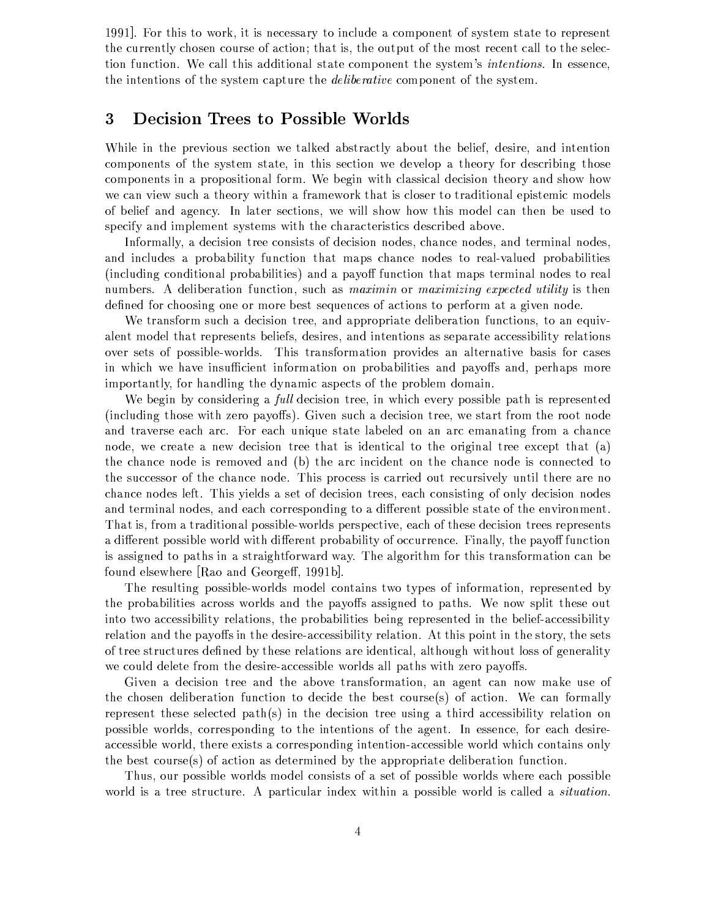1991]. For this to work, it is necessary to include a component of system state to represent the currently chosen course of action; that is, the output of the most recent call to the selection function. We call this additional state component the system's *intentions*. In essence, the intentions of the system capture the *deliberative* component of the system.

## 3 Decision Trees to Possible Worlds

While in the previous section we talked abstractly about the belief, desire, and intention components of the system state, in this section we develop a theory for describing those components in a propositional form. We begin with classical decision theory and show how we can view such a theory within a framework that is closer to traditional epistemic models of belief and agency. In later sections, we will show how this model can then be used to specify and implement systems with the characteristics described above.

Informally, a decision tree consists of decision nodes, chance nodes, and terminal nodes, and includes a probability function that maps chance nodes to real-valued probabilities (including conditional probabilities) and a payoff function that maps terminal nodes to real numbers. A deliberation function, such as *maximin* or *maximizing expected utility* is then defined for choosing one or more best sequences of actions to perform at a given node.

We transform such a decision tree, and appropriate deliberation functions, to an equivalent model that represents beliefs, desires, and intentions as separate accessibility relations over sets of possible-worlds. This transformation provides an alternative basis for cases in which we have insufficient information on probabilities and payoffs and, perhaps more importantly, for handling the dynamic aspects of the problem domain.

We begin by considering a *full* decision tree, in which every possible path is represented (including those with zero payoffs). Given such a decision tree, we start from the root node and traverse each arc. For each unique state labeled on an arc emanating from a chance node, we create a new decision tree that is identical to the original tree except that (a) the chance node is removed and (b) the arc incident on the chance node is connected to the successor of the chance node. This process is carried out recursively until there are no chance nodes left. This yields a set of decision trees, each consisting of only decision nodes and terminal nodes, and each corresponding to a different possible state of the environment. That is, from a traditional possible-worlds perspective, each of these decision trees represents a different possible world with different probability of occurrence. Finally, the payoff function is assigned to paths in a straightforward way. The algorithm for this transformation can be found elsewhere [Rao and Georgeff, 1991b].

The resulting possible-worlds model contains two types of information, represented by the probabilities across worlds and the payoffs assigned to paths. We now split these out into two accessibility relations, the probabilities being represented in the belief-accessibility relation and the payoffs in the desire-accessibility relation. At this point in the story, the sets of tree structures defined by these relations are identical, although without loss of generality we could delete from the desire-accessible worlds all paths with zero payoffs.

Given a decision tree and the above transformation, an agent can now make use of the chosen deliberation function to decide the best course(s) of action. We can formally represent these selected path(s) in the decision tree using a third accessibility relation on possible worlds, corresponding to the intentions of the agent. In essence, for each desire-accessible world, there exists a corresponding intention-accessible world which contains only the best course(s) of action as determined by the appropriate deliberation function.

Thus, our possible worlds model consists of a set of possible worlds where each possible world is a tree structure. A particular index within a possible world is called a *situation*.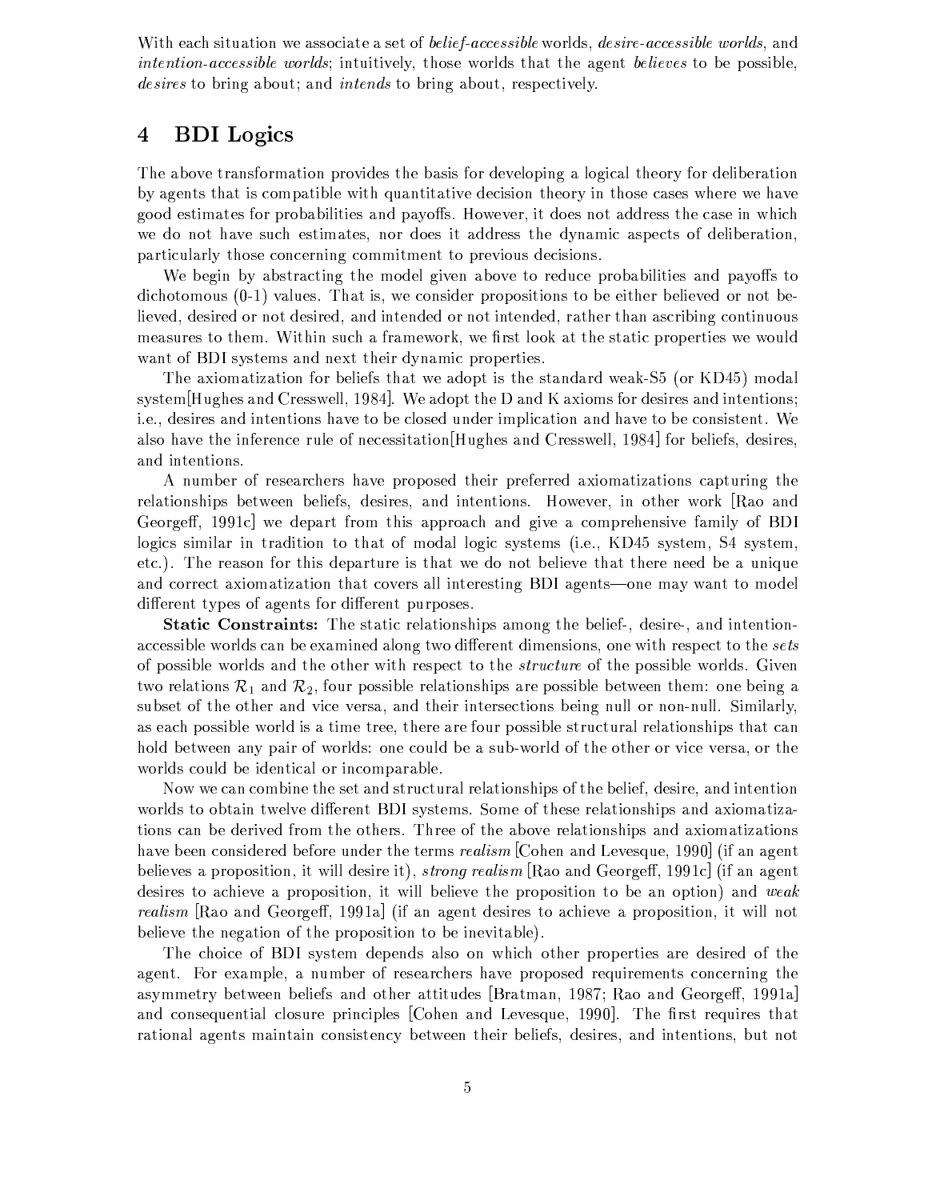With each situation we associate a set of *belief-accessible* worlds, *desire-accessible worlds*, and *intention-accessible worlds*; intuitively, those worlds that the agent *believes* to be possible, *desires* to bring about; and *intends* to bring about, respectively.

## 4 BDI Logics

The above transformation provides the basis for developing a logical theory for deliberation by agents that is compatible with quantitative decision theory in those cases where we have good estimates for probabilities and payoffs. However, it does not address the case in which we do not have such estimates, nor does it address the dynamic aspects of deliberation, particularly those concerning commitment to previous decisions.

We begin by abstracting the model given above to reduce probabilities and payoffs to dichotomous (0-1) values. That is, we consider propositions to be either believed or not believed, desired or not desired, and intended or not intended, rather than ascribing continuous measures to them. Within such a framework, we first look at the static properties we would want of BDI systems and next their dynamic properties.

The axiomatization for beliefs that we adopt is the standard weak-S5 (or KD45) modal system[Hughes and Cresswell, 1984]. We adopt the D and K axioms for desires and intentions; i.e., desires and intentions have to be closed under implication and have to be consistent. We also have the inference rule of necessitation[Hughes and Cresswell, 1984] for beliefs, desires, and intentions.

A number of researchers have proposed their preferred axiomatizations capturing the relationships between beliefs, desires, and intentions. However, in other work [Rao and Georgeff, 1991c] we depart from this approach and give a comprehensive family of BDI logics similar in tradition to that of modal logic systems (i.e., KD45 system, S4 system, etc.). The reason for this departure is that we do not believe that there need be a unique and correct axiomatization that covers all interesting BDI agents—one may want to model different types of agents for different purposes.

**Static Constraints:** The static relationships among the belief-, desire-, and intention-accessible worlds can be examined along two different dimensions, one with respect to the *sets* of possible worlds and the other with respect to the *structure* of the possible worlds. Given two relations $\mathcal{R}_1$ and $\mathcal{R}_2$, four possible relationships are possible between them: one being a subset of the other and vice versa, and their intersections being null or non-null. Similarly, as each possible world is a time tree, there are four possible structural relationships that can hold between any pair of worlds: one could be a sub-world of the other or vice versa, or the worlds could be identical or incomparable.

Now we can combine the set and structural relationships of the belief, desire, and intention worlds to obtain twelve different BDI systems. Some of these relationships and axiomatizations can be derived from the others. Three of the above relationships and axiomatizations have been considered before under the terms *realism* [Cohen and Levesque, 1990] (if an agent believes a proposition, it will desire it), *strong realism* [Rao and Georgeff, 1991c] (if an agent desires to achieve a proposition, it will believe the proposition to be an option) and *weak realism* [Rao and Georgeff, 1991a] (if an agent desires to achieve a proposition, it will not believe the negation of the proposition to be inevitable).

The choice of BDI system depends also on which other properties are desired of the agent. For example, a number of researchers have proposed requirements concerning the asymmetry between beliefs and other attitudes [Bratman, 1987; Rao and Georgeff, 1991a] and consequential closure principles [Cohen and Levesque, 1990]. The first requires that rational agents maintain consistency between their beliefs, desires, and intentions, but not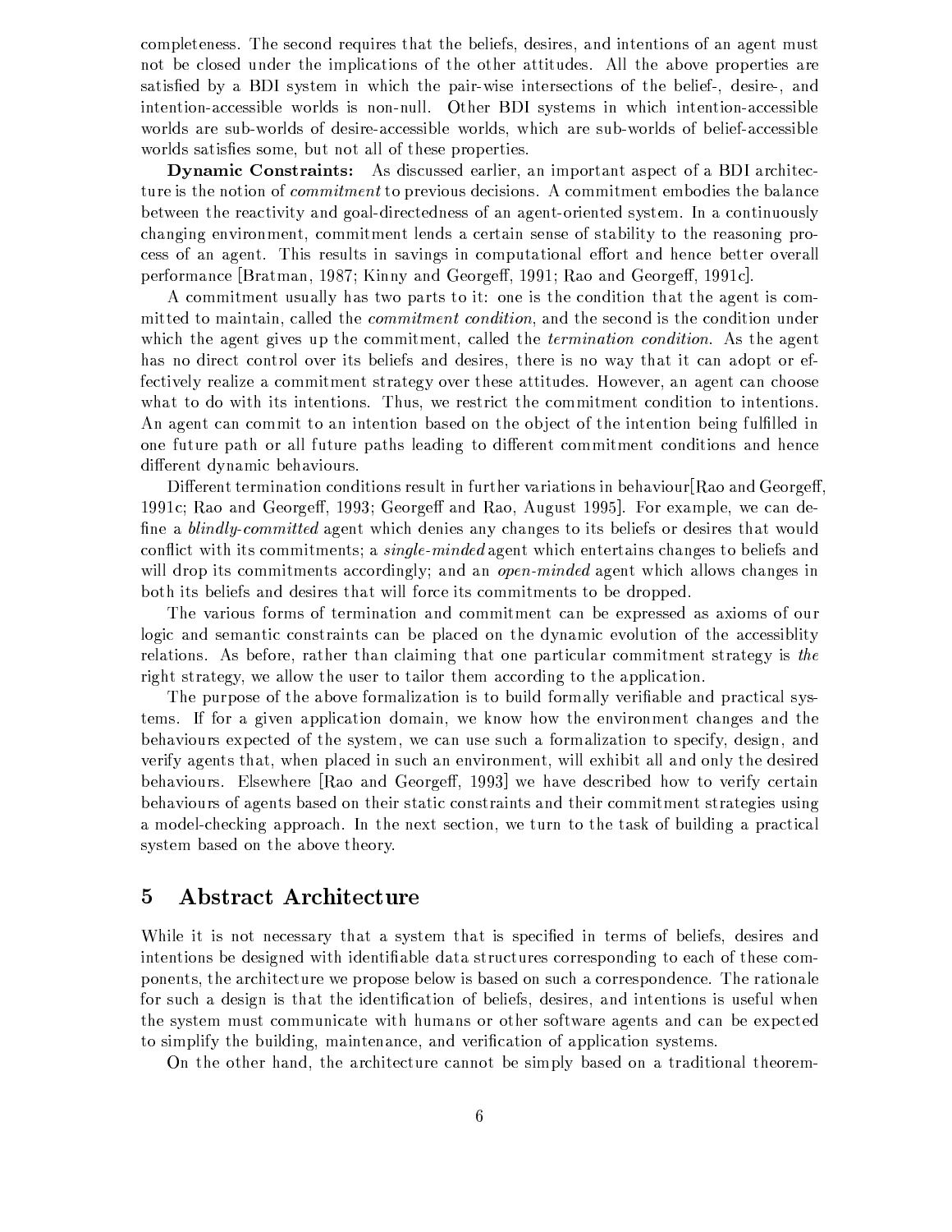completeness. The second requires that the beliefs, desires, and intentions of an agent must not be closed under the implications of the other attitudes. All the above properties are satisfied by a BDI system in which the pair-wise intersections of the belief-, desire-, and intention-accessible worlds is non-null. Other BDI systems in which intention-accessible worlds are sub-worlds of desire-accessible worlds, which are sub-worlds of belief-accessible worlds satisfies some, but not all of these properties.

**Dynamic Constraints:** As discussed earlier, an important aspect of a BDI architecture is the notion of *commitment* to previous decisions. A commitment embodies the balance between the reactivity and goal-directedness of an agent-oriented system. In a continuously changing environment, commitment lends a certain sense of stability to the reasoning process of an agent. This results in savings in computational effort and hence better overall performance [Bratman, 1987; Kinny and Georgeff, 1991; Rao and Georgeff, 1991c].

A commitment usually has two parts to it: one is the condition that the agent is committed to maintain, called the *commitment condition*, and the second is the condition under which the agent gives up the commitment, called the *termination condition*. As the agent has no direct control over its beliefs and desires, there is no way that it can adopt or effectively realize a commitment strategy over these attitudes. However, an agent can choose what to do with its intentions. Thus, we restrict the commitment condition to intentions. An agent can commit to an intention based on the object of the intention being fulfilled in one future path or all future paths leading to different commitment conditions and hence different dynamic behaviours.

Different termination conditions result in further variations in behaviour[Rao and Georgeff, 1991c; Rao and Georgeff, 1993; Georgeff and Rao, August 1995]. For example, we can define a *blindly-committed* agent which denies any changes to its beliefs or desires that would conflict with its commitments; a *single-minded* agent which entertains changes to beliefs and will drop its commitments accordingly; and an *open-minded* agent which allows changes in both its beliefs and desires that will force its commitments to be dropped.

The various forms of termination and commitment can be expressed as axioms of our logic and semantic constraints can be placed on the dynamic evolution of the accessiblity relations. As before, rather than claiming that one particular commitment strategy is *the* right strategy, we allow the user to tailor them according to the application.

The purpose of the above formalization is to build formally verifiable and practical systems. If for a given application domain, we know how the environment changes and the behaviours expected of the system, we can use such a formalization to specify, design, and verify agents that, when placed in such an environment, will exhibit all and only the desired behaviours. Elsewhere [Rao and Georgeff, 1993] we have described how to verify certain behaviours of agents based on their static constraints and their commitment strategies using a model-checking approach. In the next section, we turn to the task of building a practical system based on the above theory.

# 5 Abstract Architecture

While it is not necessary that a system that is specified in terms of beliefs, desires and intentions be designed with identifiable data structures corresponding to each of these components, the architecture we propose below is based on such a correspondence. The rationale for such a design is that the identification of beliefs, desires, and intentions is useful when the system must communicate with humans or other software agents and can be expected to simplify the building, maintenance, and verification of application systems.

On the other hand, the architecture cannot be simply based on a traditional theorem-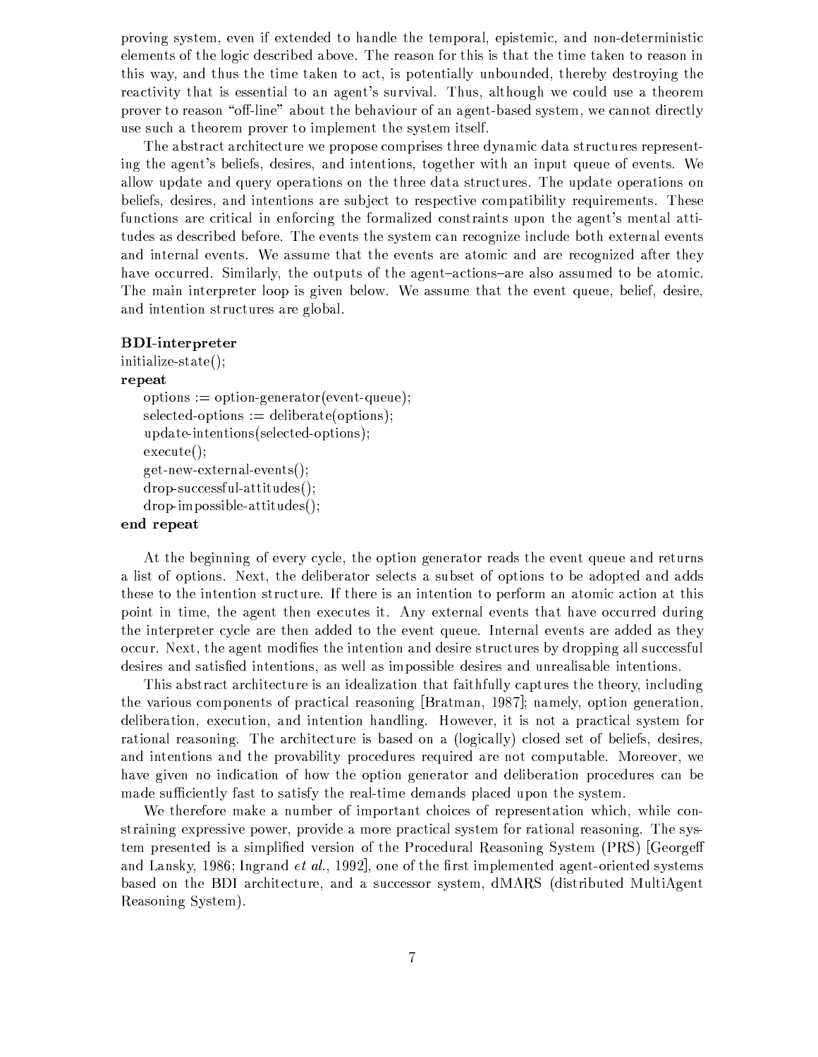proving system, even if extended to handle the temporal, epistemic, and non-deterministic elements of the logic described above. The reason for this is that the time taken to reason in this way, and thus the time taken to act, is potentially unbounded, thereby destroying the reactivity that is essential to an agent's survival. Thus, although we could use a theorem prover to reason "off-line" about the behaviour of an agent-based system, we cannot directly use such a theorem prover to implement the system itself.

The abstract architecture we propose comprises three dynamic data structures representing the agent's beliefs, desires, and intentions, together with an input queue of events. We allow update and query operations on the three data structures. The update operations on beliefs, desires, and intentions are subject to respective compatibility requirements. These functions are critical in enforcing the formalized constraints upon the agent's mental attitudes as described before. The events the system can recognize include both external events and internal events. We assume that the events are atomic and are recognized after they have occurred. Similarly, the outputs of the agent–actions–are also assumed to be atomic. The main interpreter loop is given below. We assume that the event queue, belief, desire, and intention structures are global.

```
BDI-interpreter
initialize-state();
repeat
    options := option-generator(event-queue);
    selected-options := deliberate(options);
    update-intentions(selected-options);
    execute();
    get-new-external-events();
    drop-successful-attitudes();
    drop-impossible-attitudes();
end repeat
```

At the beginning of every cycle, the option generator reads the event queue and returns a list of options. Next, the deliberator selects a subset of options to be adopted and adds these to the intention structure. If there is an intention to perform an atomic action at this point in time, the agent then executes it. Any external events that have occurred during the interpreter cycle are then added to the event queue. Internal events are added as they occur. Next, the agent modifies the intention and desire structures by dropping all successful desires and satisfied intentions, as well as impossible desires and unrealisable intentions.

This abstract architecture is an idealization that faithfully captures the theory, including the various components of practical reasoning [Bratman, 1987]; namely, option generation, deliberation, execution, and intention handling. However, it is not a practical system for rational reasoning. The architecture is based on a (logically) closed set of beliefs, desires, and intentions and the provability procedures required are not computable. Moreover, we have given no indication of how the option generator and deliberation procedures can be made sufficiently fast to satisfy the real-time demands placed upon the system.

We therefore make a number of important choices of representation which, while constraining expressive power, provide a more practical system for rational reasoning. The system presented is a simplified version of the Procedural Reasoning System (PRS) [Georgeff and Lansky, 1986; Ingrand *et al.*, 1992], one of the first implemented agent-oriented systems based on the BDI architecture, and a successor system, dMARS (distributed MultiAgent Reasoning System).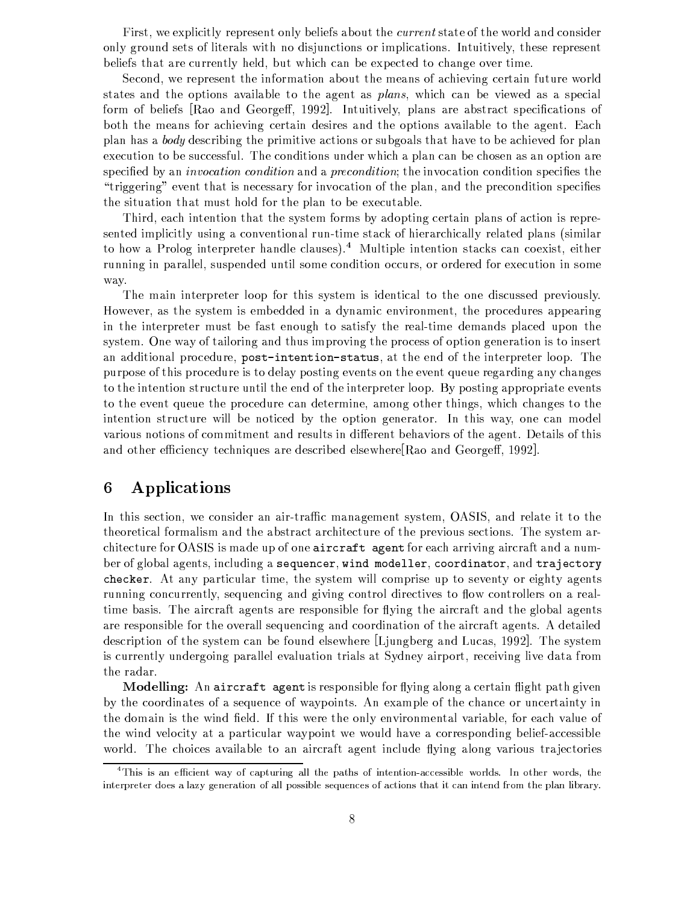First, we explicitly represent only beliefs about the *current* state of the world and consider only ground sets of literals with no disjunctions or implications. Intuitively, these represent beliefs that are currently held, but which can be expected to change over time.

Second, we represent the information about the means of achieving certain future world states and the options available to the agent as *plans*, which can be viewed as a special form of beliefs [Rao and Georgeff, 1992]. Intuitively, plans are abstract specifications of both the means for achieving certain desires and the options available to the agent. Each plan has a *body* describing the primitive actions or subgoals that have to be achieved for plan execution to be successful. The conditions under which a plan can be chosen as an option are specified by an *invocation condition* and a *precondition*; the invocation condition specifies the "triggering" event that is necessary for invocation of the plan, and the precondition specifies the situation that must hold for the plan to be executable.

Third, each intention that the system forms by adopting certain plans of action is represented implicitly using a conventional run-time stack of hierarchically related plans (similar to how a Prolog interpreter handle clauses).[4] Multiple intention stacks can coexist, either running in parallel, suspended until some condition occurs, or ordered for execution in some way.

The main interpreter loop for this system is identical to the one discussed previously. However, as the system is embedded in a dynamic environment, the procedures appearing in the interpreter must be fast enough to satisfy the real-time demands placed upon the system. One way of tailoring and thus improving the process of option generation is to insert an additional procedure, `post-intention-status`, at the end of the interpreter loop. The purpose of this procedure is to delay posting events on the event queue regarding any changes to the intention structure until the end of the interpreter loop. By posting appropriate events to the event queue the procedure can determine, among other things, which changes to the intention structure will be noticed by the option generator. In this way, one can model various notions of commitment and results in different behaviors of the agent. Details of this and other efficiency techniques are described elsewhere[Rao and Georgeff, 1992].

## 6 Applications

In this section, we consider an air-traffic management system, OASIS, and relate it to the theoretical formalism and the abstract architecture of the previous sections. The system architecture for OASIS is made up of one `aircraft agent` for each arriving aircraft and a number of global agents, including a `sequencer`, `wind modeller`, `coordinator`, and `trajectory checker`. At any particular time, the system will comprise up to seventy or eighty agents running concurrently, sequencing and giving control directives to flow controllers on a real-time basis. The aircraft agents are responsible for flying the aircraft and the global agents are responsible for the overall sequencing and coordination of the aircraft agents. A detailed description of the system can be found elsewhere [Ljungberg and Lucas, 1992]. The system is currently undergoing parallel evaluation trials at Sydney airport, receiving live data from the radar.

**Modelling:** An `aircraft agent` is responsible for flying along a certain flight path given by the coordinates of a sequence of waypoints. An example of the chance or uncertainty in the domain is the wind field. If this were the only environmental variable, for each value of the wind velocity at a particular waypoint we would have a corresponding belief-accessible world. The choices available to an aircraft agent include flying along various trajectories

[4] This is an efficient way of capturing all the paths of intention-accessible worlds. In other words, the interpreter does a lazy generation of all possible sequences of actions that it can intend from the plan library.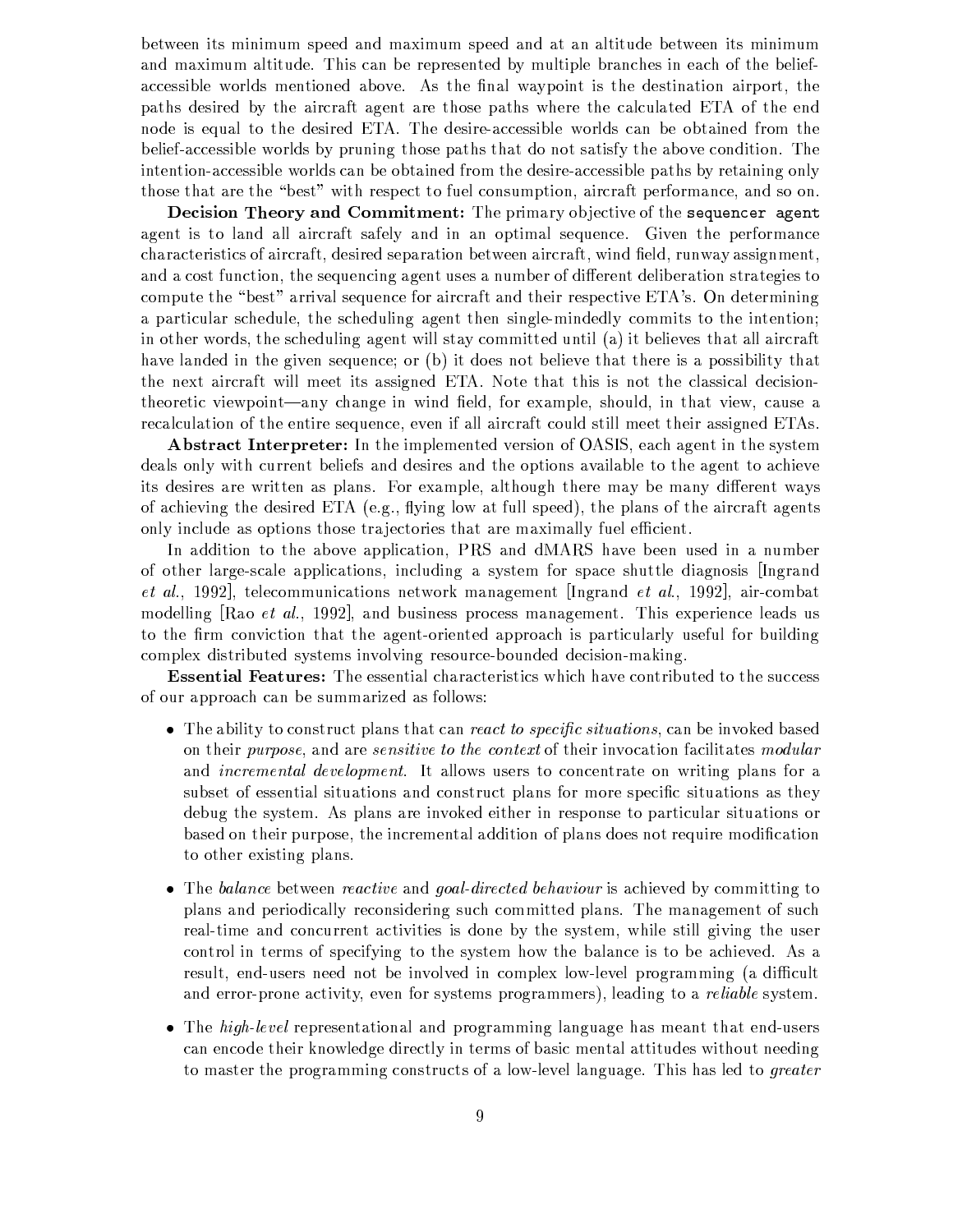between its minimum speed and maximum speed and at an altitude between its minimum and maximum altitude. This can be represented by multiple branches in each of the belief-accessible worlds mentioned above. As the final waypoint is the destination airport, the paths desired by the aircraft agent are those paths where the calculated ETA of the end node is equal to the desired ETA. The desire-accessible worlds can be obtained from the belief-accessible worlds by pruning those paths that do not satisfy the above condition. The intention-accessible worlds can be obtained from the desire-accessible paths by retaining only those that are the "best" with respect to fuel consumption, aircraft performance, and so on.

**Decision Theory and Commitment:** The primary objective of the `sequencer agent` agent is to land all aircraft safely and in an optimal sequence. Given the performance characteristics of aircraft, desired separation between aircraft, wind field, runway assignment, and a cost function, the sequencing agent uses a number of different deliberation strategies to compute the "best" arrival sequence for aircraft and their respective ETA's. On determining a particular schedule, the scheduling agent then single-mindedly commits to the intention; in other words, the scheduling agent will stay committed until (a) it believes that all aircraft have landed in the given sequence; or (b) it does not believe that there is a possibility that the next aircraft will meet its assigned ETA. Note that this is not the classical decision-theoretic viewpoint—any change in wind field, for example, should, in that view, cause a recalculation of the entire sequence, even if all aircraft could still meet their assigned ETAs.

**Abstract Interpreter:** In the implemented version of OASIS, each agent in the system deals only with current beliefs and desires and the options available to the agent to achieve its desires are written as plans. For example, although there may be many different ways of achieving the desired ETA (e.g., flying low at full speed), the plans of the aircraft agents only include as options those trajectories that are maximally fuel efficient.

In addition to the above application, PRS and dMARS have been used in a number of other large-scale applications, including a system for space shuttle diagnosis [Ingrand *et al.*, 1992], telecommunications network management [Ingrand *et al.*, 1992], air-combat modelling [Rao *et al.*, 1992], and business process management. This experience leads us to the firm conviction that the agent-oriented approach is particularly useful for building complex distributed systems involving resource-bounded decision-making.

**Essential Features:** The essential characteristics which have contributed to the success of our approach can be summarized as follows:

- The ability to construct plans that can *react to specific situations*, can be invoked based on their *purpose*, and are *sensitive to the context* of their invocation facilitates *modular* and *incremental development*. It allows users to concentrate on writing plans for a subset of essential situations and construct plans for more specific situations as they debug the system. As plans are invoked either in response to particular situations or based on their purpose, the incremental addition of plans does not require modification to other existing plans.

- The *balance* between *reactive* and *goal-directed behaviour* is achieved by committing to plans and periodically reconsidering such committed plans. The management of such real-time and concurrent activities is done by the system, while still giving the user control in terms of specifying to the system how the balance is to be achieved. As a result, end-users need not be involved in complex low-level programming (a difficult and error-prone activity, even for systems programmers), leading to a *reliable* system.

- The *high-level* representational and programming language has meant that end-users can encode their knowledge directly in terms of basic mental attitudes without needing to master the programming constructs of a low-level language. This has led to *greater*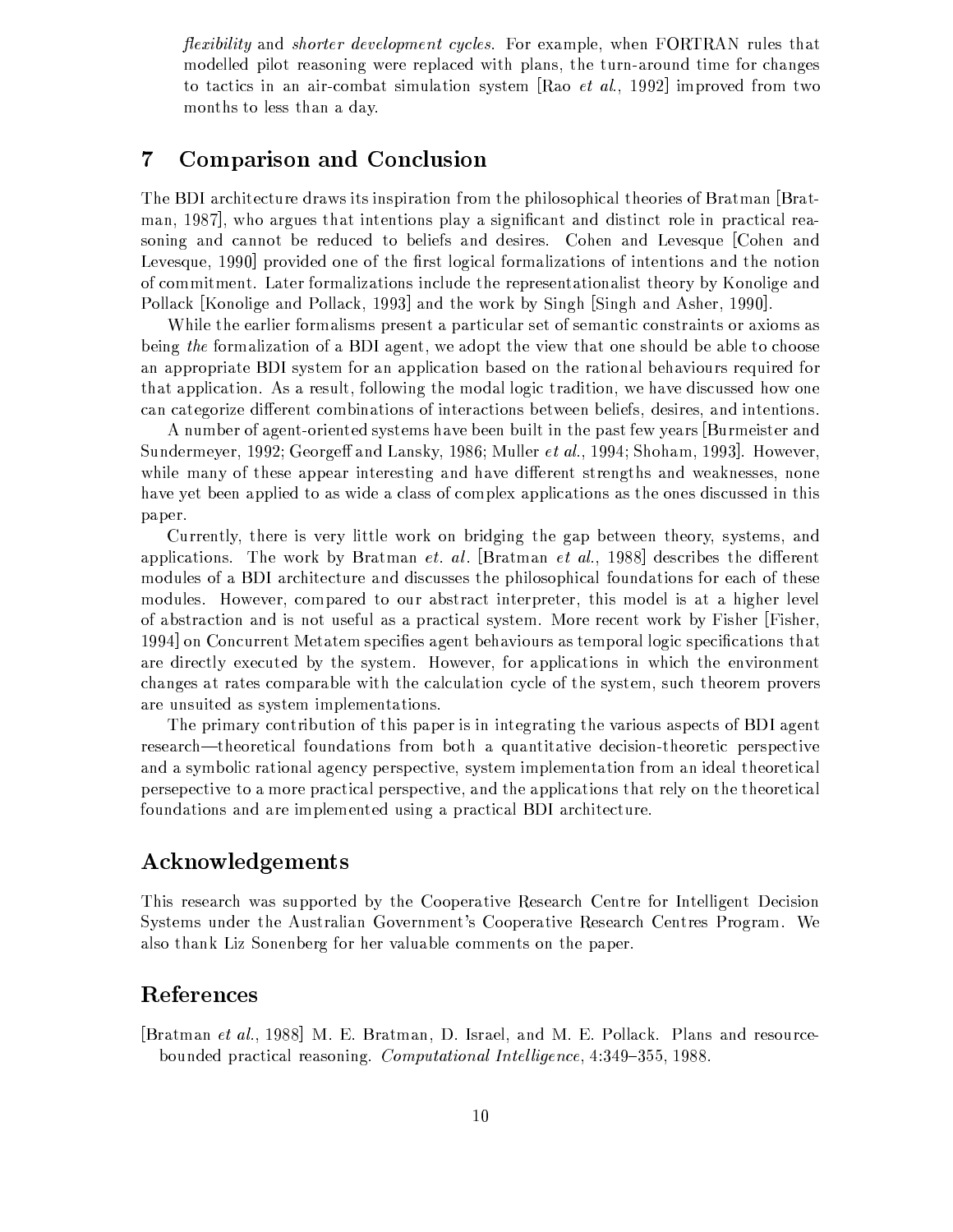*flexibility* and *shorter development cycles*. For example, when FORTRAN rules that modelled pilot reasoning were replaced with plans, the turn-around time for changes to tactics in an air-combat simulation system [Rao *et al.*, 1992] improved from two months to less than a day.

## 7 Comparison and Conclusion

The BDI architecture draws its inspiration from the philosophical theories of Bratman [Bratman, 1987], who argues that intentions play a significant and distinct role in practical reasoning and cannot be reduced to beliefs and desires. Cohen and Levesque [Cohen and Levesque, 1990] provided one of the first logical formalizations of intentions and the notion of commitment. Later formalizations include the representationalist theory by Konolige and Pollack [Konolige and Pollack, 1993] and the work by Singh [Singh and Asher, 1990].

While the earlier formalisms present a particular set of semantic constraints or axioms as being *the* formalization of a BDI agent, we adopt the view that one should be able to choose an appropriate BDI system for an application based on the rational behaviours required for that application. As a result, following the modal logic tradition, we have discussed how one can categorize different combinations of interactions between beliefs, desires, and intentions.

A number of agent-oriented systems have been built in the past few years [Burmeister and Sundermeyer, 1992; Georgeff and Lansky, 1986; Muller *et al.*, 1994; Shoham, 1993]. However, while many of these appear interesting and have different strengths and weaknesses, none have yet been applied to as wide a class of complex applications as the ones discussed in this paper.

Currently, there is very little work on bridging the gap between theory, systems, and applications. The work by Bratman *et. al.* [Bratman *et al.*, 1988] describes the different modules of a BDI architecture and discusses the philosophical foundations for each of these modules. However, compared to our abstract interpreter, this model is at a higher level of abstraction and is not useful as a practical system. More recent work by Fisher [Fisher, 1994] on Concurrent Metatem specifies agent behaviours as temporal logic specifications that are directly executed by the system. However, for applications in which the environment changes at rates comparable with the calculation cycle of the system, such theorem provers are unsuited as system implementations.

The primary contribution of this paper is in integrating the various aspects of BDI agent research—theoretical foundations from both a quantitative decision-theoretic perspective and a symbolic rational agency perspective, system implementation from an ideal theoretical persepective to a more practical perspective, and the applications that rely on the theoretical foundations and are implemented using a practical BDI architecture.

## Acknowledgements

This research was supported by the Cooperative Research Centre for Intelligent Decision Systems under the Australian Government's Cooperative Research Centres Program. We also thank Liz Sonenberg for her valuable comments on the paper.

## References

[Bratman *et al.*, 1988] M. E. Bratman, D. Israel, and M. E. Pollack. Plans and resource-bounded practical reasoning. *Computational Intelligence*, 4:349–355, 1988.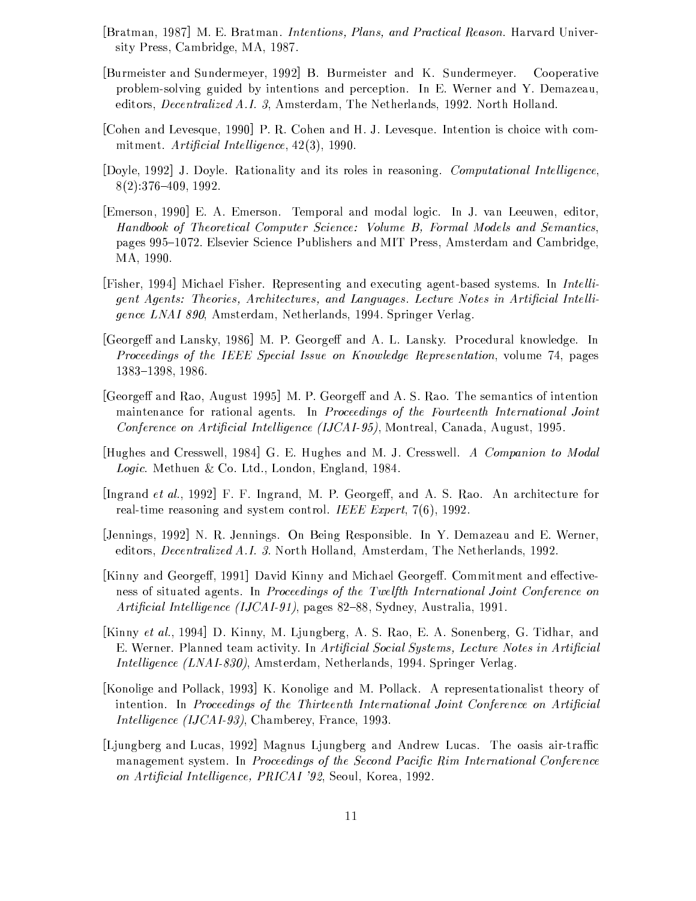[Bratman, 1987] M. E. Bratman. *Intentions, Plans, and Practical Reason*. Harvard University Press, Cambridge, MA, 1987.

[Burmeister and Sundermeyer, 1992] B. Burmeister and K. Sundermeyer. Cooperative problem-solving guided by intentions and perception. In E. Werner and Y. Demazeau, editors, *Decentralized A.I. 3*, Amsterdam, The Netherlands, 1992. North Holland.

[Cohen and Levesque, 1990] P. R. Cohen and H. J. Levesque. Intention is choice with commitment. *Artificial Intelligence*, 42(3), 1990.

[Doyle, 1992] J. Doyle. Rationality and its roles in reasoning. *Computational Intelligence*, 8(2):376–409, 1992.

[Emerson, 1990] E. A. Emerson. Temporal and modal logic. In J. van Leeuwen, editor, *Handbook of Theoretical Computer Science: Volume B, Formal Models and Semantics*, pages 995–1072. Elsevier Science Publishers and MIT Press, Amsterdam and Cambridge, MA, 1990.

[Fisher, 1994] Michael Fisher. Representing and executing agent-based systems. In *Intelligent Agents: Theories, Architectures, and Languages. Lecture Notes in Artificial Intelligence LNAI 890*, Amsterdam, Netherlands, 1994. Springer Verlag.

[Georgeff and Lansky, 1986] M. P. Georgeff and A. L. Lansky. Procedural knowledge. In *Proceedings of the IEEE Special Issue on Knowledge Representation*, volume 74, pages 1383–1398, 1986.

[Georgeff and Rao, August 1995] M. P. Georgeff and A. S. Rao. The semantics of intention maintenance for rational agents. In *Proceedings of the Fourteenth International Joint Conference on Artificial Intelligence (IJCAI-95)*, Montreal, Canada, August, 1995.

[Hughes and Cresswell, 1984] G. E. Hughes and M. J. Cresswell. *A Companion to Modal Logic*. Methuen & Co. Ltd., London, England, 1984.

[Ingrand *et al.*, 1992] F. F. Ingrand, M. P. Georgeff, and A. S. Rao. An architecture for real-time reasoning and system control. *IEEE Expert*, 7(6), 1992.

[Jennings, 1992] N. R. Jennings. On Being Responsible. In Y. Demazeau and E. Werner, editors, *Decentralized A.I. 3*. North Holland, Amsterdam, The Netherlands, 1992.

[Kinny and Georgeff, 1991] David Kinny and Michael Georgeff. Commitment and effectiveness of situated agents. In *Proceedings of the Twelfth International Joint Conference on Artificial Intelligence (IJCAI-91)*, pages 82–88, Sydney, Australia, 1991.

[Kinny *et al.*, 1994] D. Kinny, M. Ljungberg, A. S. Rao, E. A. Sonenberg, G. Tidhar, and E. Werner. Planned team activity. In *Artificial Social Systems, Lecture Notes in Artificial Intelligence (LNAI-830)*, Amsterdam, Netherlands, 1994. Springer Verlag.

[Konolige and Pollack, 1993] K. Konolige and M. Pollack. A representationalist theory of intention. In *Proceedings of the Thirteenth International Joint Conference on Artificial Intelligence (IJCAI-93)*, Chamberey, France, 1993.

[Ljungberg and Lucas, 1992] Magnus Ljungberg and Andrew Lucas. The oasis air-traffic management system. In *Proceedings of the Second Pacific Rim International Conference on Artificial Intelligence, PRICAI '92*, Seoul, Korea, 1992.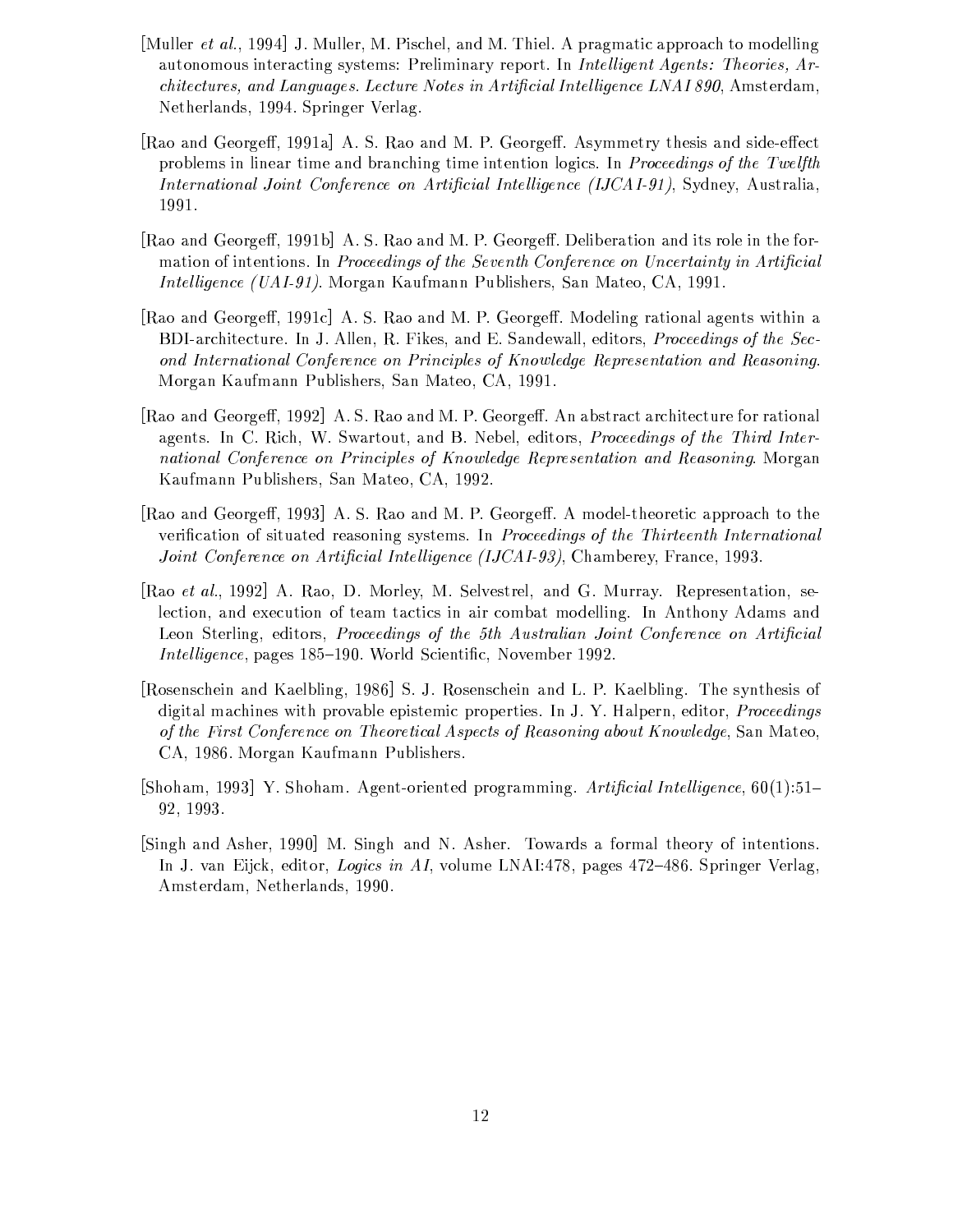[Muller *et al.*, 1994] J. Muller, M. Pischel, and M. Thiel. A pragmatic approach to modelling autonomous interacting systems: Preliminary report. In *Intelligent Agents: Theories, Architectures, and Languages. Lecture Notes in Artificial Intelligence LNAI 890*, Amsterdam, Netherlands, 1994. Springer Verlag.

[Rao and Georgeff, 1991a] A. S. Rao and M. P. Georgeff. Asymmetry thesis and side-effect problems in linear time and branching time intention logics. In *Proceedings of the Twelfth International Joint Conference on Artificial Intelligence (IJCAI-91)*, Sydney, Australia, 1991.

[Rao and Georgeff, 1991b] A. S. Rao and M. P. Georgeff. Deliberation and its role in the formation of intentions. In *Proceedings of the Seventh Conference on Uncertainty in Artificial Intelligence (UAI-91)*. Morgan Kaufmann Publishers, San Mateo, CA, 1991.

[Rao and Georgeff, 1991c] A. S. Rao and M. P. Georgeff. Modeling rational agents within a BDI-architecture. In J. Allen, R. Fikes, and E. Sandewall, editors, *Proceedings of the Second International Conference on Principles of Knowledge Representation and Reasoning*. Morgan Kaufmann Publishers, San Mateo, CA, 1991.

[Rao and Georgeff, 1992] A. S. Rao and M. P. Georgeff. An abstract architecture for rational agents. In C. Rich, W. Swartout, and B. Nebel, editors, *Proceedings of the Third International Conference on Principles of Knowledge Representation and Reasoning*. Morgan Kaufmann Publishers, San Mateo, CA, 1992.

[Rao and Georgeff, 1993] A. S. Rao and M. P. Georgeff. A model-theoretic approach to the verification of situated reasoning systems. In *Proceedings of the Thirteenth International Joint Conference on Artificial Intelligence (IJCAI-93)*, Chamberey, France, 1993.

[Rao *et al.*, 1992] A. Rao, D. Morley, M. Selvestrel, and G. Murray. Representation, selection, and execution of team tactics in air combat modelling. In Anthony Adams and Leon Sterling, editors, *Proceedings of the 5th Australian Joint Conference on Artificial Intelligence*, pages 185–190. World Scientific, November 1992.

[Rosenschein and Kaelbling, 1986] S. J. Rosenschein and L. P. Kaelbling. The synthesis of digital machines with provable epistemic properties. In J. Y. Halpern, editor, *Proceedings of the First Conference on Theoretical Aspects of Reasoning about Knowledge*, San Mateo, CA, 1986. Morgan Kaufmann Publishers.

[Shoham, 1993] Y. Shoham. Agent-oriented programming. *Artificial Intelligence*, 60(1):51–92, 1993.

[Singh and Asher, 1990] M. Singh and N. Asher. Towards a formal theory of intentions. In J. van Eijck, editor, *Logics in AI*, volume LNAI:478, pages 472–486. Springer Verlag, Amsterdam, Netherlands, 1990.